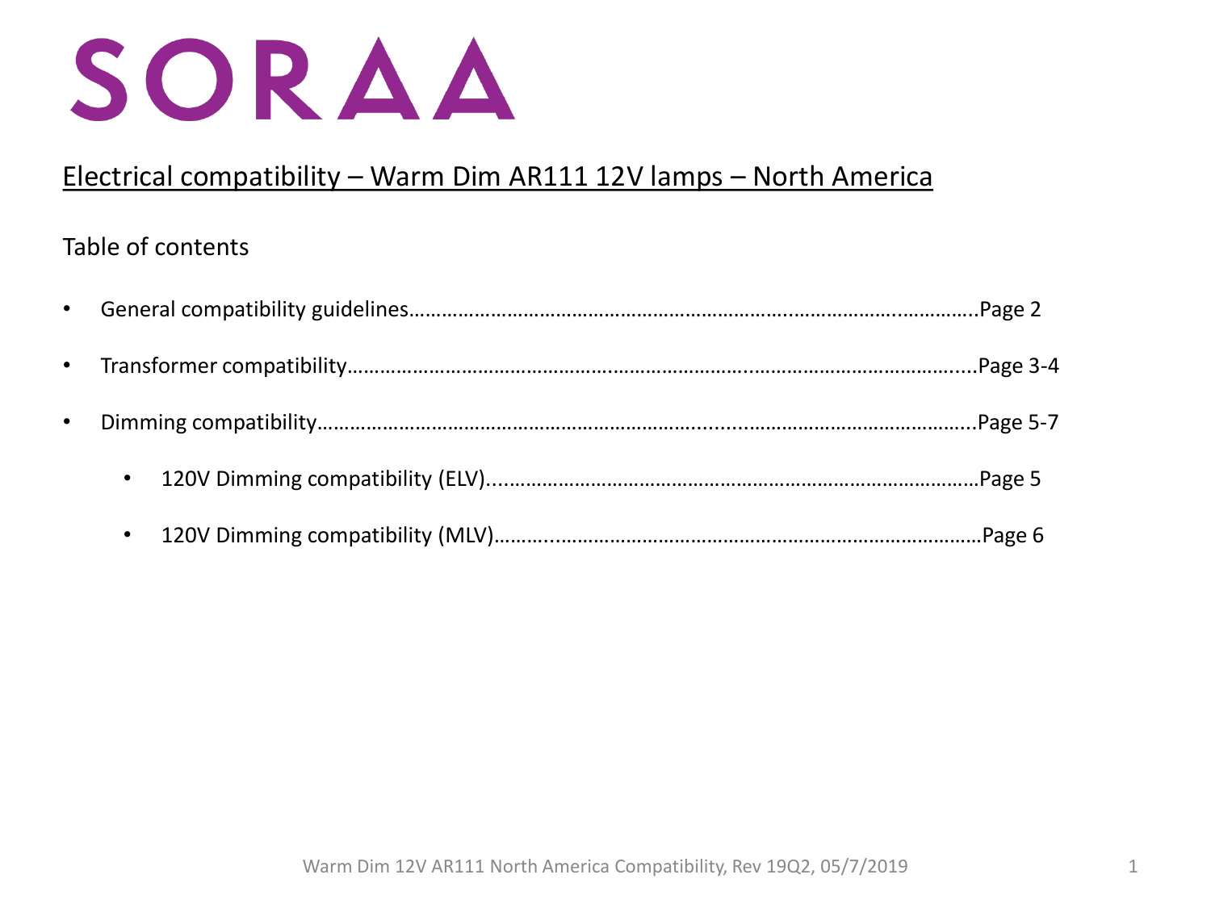# SORAA

## Electrical compatibility – Warm Dim AR111 12V lamps – North America

Table of contents

- General compatibility guidelines…………………………………………………………………………..…………..Page 2
- Transformer compatibility…………………………………………………………….……………………………….....Page 3-4
- Dimming compatibility………………………………………………………...……………………………………..Page 5-7
    - 120V Dimming compatibility (ELV)...…………………………………………………………………………Page 5
    - 120V Dimming compatibility (MLV)……..…………………………………………………………………Page 6

Warm Dim 12V AR111 North America Compatibility, Rev 19Q2, 05/7/2019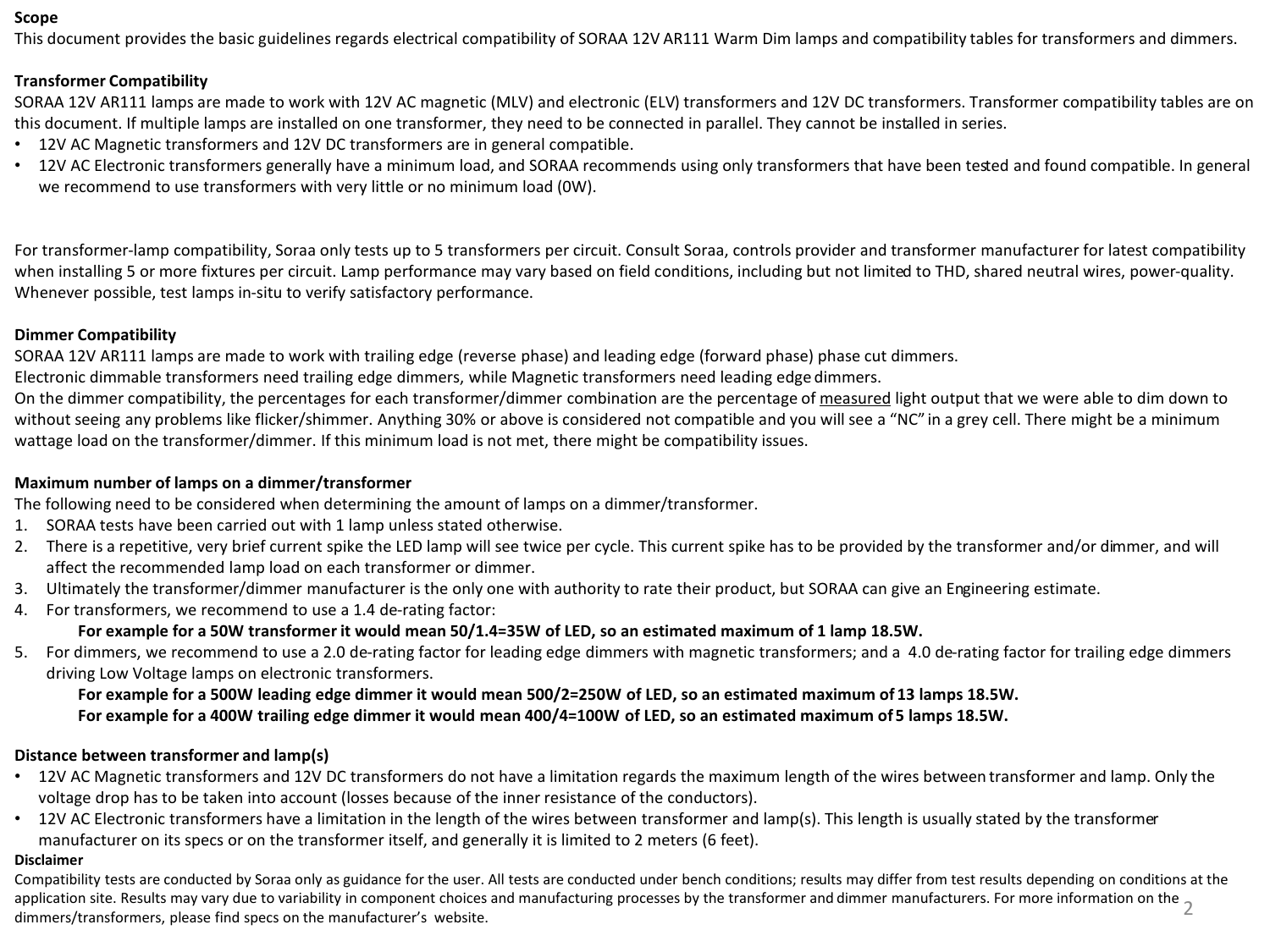### Scope

This document provides the basic guidelines regards electrical compatibility of SORAA 12V AR111 Warm Dim lamps and compatibility tables for transformers and dimmers.

### Transformer Compatibility

SORAA 12V AR111 lamps are made to work with 12V AC magnetic (MLV) and electronic (ELV) transformers and 12V DC transformers. Transformer compatibility tables are on this document. If multiple lamps are installed on one transformer, they need to be connected in parallel. They cannot be installed in series.

- 12V AC Magnetic transformers and 12V DC transformers are in general compatible.
- 12V AC Electronic transformers generally have a minimum load, and SORAA recommends using only transformers that have been tested and found compatible. In general we recommend to use transformers with very little or no minimum load (0W).

For transformer-lamp compatibility, Soraa only tests up to 5 transformers per circuit. Consult Soraa, controls provider and transformer manufacturer for latest compatibility when installing 5 or more fixtures per circuit. Lamp performance may vary based on field conditions, including but not limited to THD, shared neutral wires, power-quality. Whenever possible, test lamps in-situ to verify satisfactory performance.

### Dimmer Compatibility

SORAA 12V AR111 lamps are made to work with trailing edge (reverse phase) and leading edge (forward phase) phase cut dimmers.
Electronic dimmable transformers need trailing edge dimmers, while Magnetic transformers need leading edge dimmers.
On the dimmer compatibility, the percentages for each transformer/dimmer combination are the percentage of <u>measured</u> light output that we were able to dim down to without seeing any problems like flicker/shimmer. Anything 30% or above is considered not compatible and you will see a "NC" in a grey cell. There might be a minimum wattage load on the transformer/dimmer. If this minimum load is not met, there might be compatibility issues.

### Maximum number of lamps on a dimmer/transformer

The following need to be considered when determining the amount of lamps on a dimmer/transformer.

1. SORAA tests have been carried out with 1 lamp unless stated otherwise.
2. There is a repetitive, very brief current spike the LED lamp will see twice per cycle. This current spike has to be provided by the transformer and/or dimmer, and will affect the recommended lamp load on each transformer or dimmer.
3. Ultimately the transformer/dimmer manufacturer is the only one with authority to rate their product, but SORAA can give an Engineering estimate.
4. For transformers, we recommend to use a 1.4 de-rating factor:
   **For example for a 50W transformer it would mean 50/1.4=35W of LED, so an estimated maximum of 1 lamp 18.5W.**
5. For dimmers, we recommend to use a 2.0 de-rating factor for leading edge dimmers with magnetic transformers; and a 4.0 de-rating factor for trailing edge dimmers driving Low Voltage lamps on electronic transformers.
   **For example for a 500W leading edge dimmer it would mean 500/2=250W of LED, so an estimated maximum of 13 lamps 18.5W.**
   **For example for a 400W trailing edge dimmer it would mean 400/4=100W of LED, so an estimated maximum of 5 lamps 18.5W.**

### Distance between transformer and lamp(s)

- 12V AC Magnetic transformers and 12V DC transformers do not have a limitation regards the maximum length of the wires between transformer and lamp. Only the voltage drop has to be taken into account (losses because of the inner resistance of the conductors).
- 12V AC Electronic transformers have a limitation in the length of the wires between transformer and lamp(s). This length is usually stated by the transformer manufacturer on its specs or on the transformer itself, and generally it is limited to 2 meters (6 feet).

**Disclaimer**

Compatibility tests are conducted by Soraa only as guidance for the user. All tests are conducted under bench conditions; results may differ from test results depending on conditions at the application site. Results may vary due to variability in component choices and manufacturing processes by the transformer and dimmer manufacturers. For more information on the dimmers/transformers, please find specs on the manufacturer's website.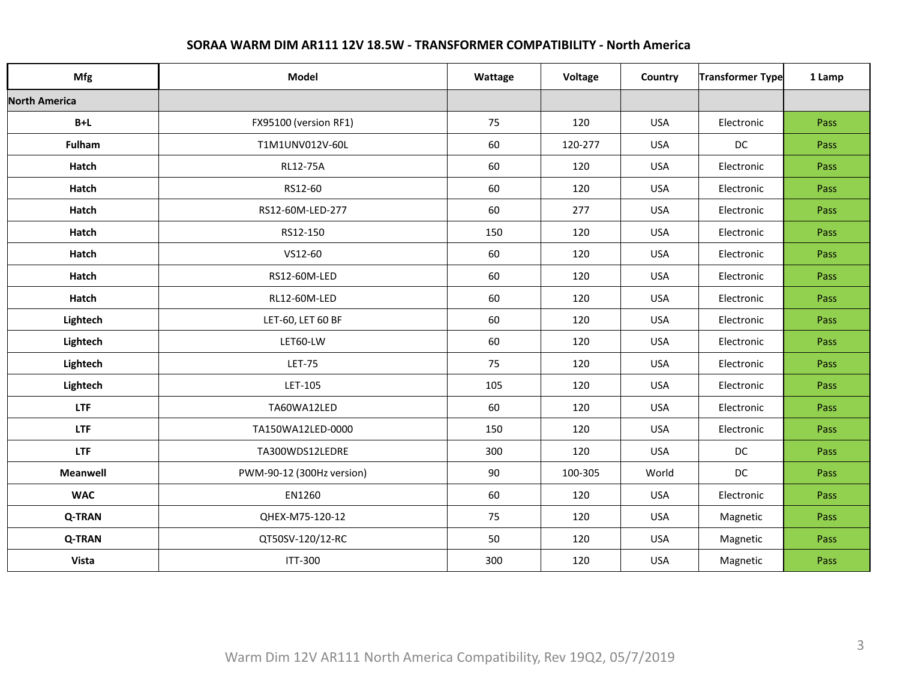## SORAA WARM DIM AR111 12V 18.5W - TRANSFORMER COMPATIBILITY - North America

| Mfg | Model | Wattage | Voltage | Country | Transformer Type | 1 Lamp |
|---|---|---|---|---|---|---|
| **North America** | | | | | | |
| **B+L** | FX95100 (version RF1) | 75 | 120 | USA | Electronic | Pass |
| **Fulham** | T1M1UNV012V-60L | 60 | 120-277 | USA | DC | Pass |
| **Hatch** | RL12-75A | 60 | 120 | USA | Electronic | Pass |
| **Hatch** | RS12-60 | 60 | 120 | USA | Electronic | Pass |
| **Hatch** | RS12-60M-LED-277 | 60 | 277 | USA | Electronic | Pass |
| **Hatch** | RS12-150 | 150 | 120 | USA | Electronic | Pass |
| **Hatch** | VS12-60 | 60 | 120 | USA | Electronic | Pass |
| **Hatch** | RS12-60M-LED | 60 | 120 | USA | Electronic | Pass |
| **Hatch** | RL12-60M-LED | 60 | 120 | USA | Electronic | Pass |
| **Lightech** | LET-60, LET 60 BF | 60 | 120 | USA | Electronic | Pass |
| **Lightech** | LET60-LW | 60 | 120 | USA | Electronic | Pass |
| **Lightech** | LET-75 | 75 | 120 | USA | Electronic | Pass |
| **Lightech** | LET-105 | 105 | 120 | USA | Electronic | Pass |
| **LTF** | TA60WA12LED | 60 | 120 | USA | Electronic | Pass |
| **LTF** | TA150WA12LED-0000 | 150 | 120 | USA | Electronic | Pass |
| **LTF** | TA300WDS12LEDRE | 300 | 120 | USA | DC | Pass |
| **Meanwell** | PWM-90-12 (300Hz version) | 90 | 100-305 | World | DC | Pass |
| **WAC** | EN1260 | 60 | 120 | USA | Electronic | Pass |
| **Q-TRAN** | QHEX-M75-120-12 | 75 | 120 | USA | Magnetic | Pass |
| **Q-TRAN** | QT50SV-120/12-RC | 50 | 120 | USA | Magnetic | Pass |
| **Vista** | ITT-300 | 300 | 120 | USA | Magnetic | Pass |

Warm Dim 12V AR111 North America Compatibility, Rev 19Q2, 05/7/2019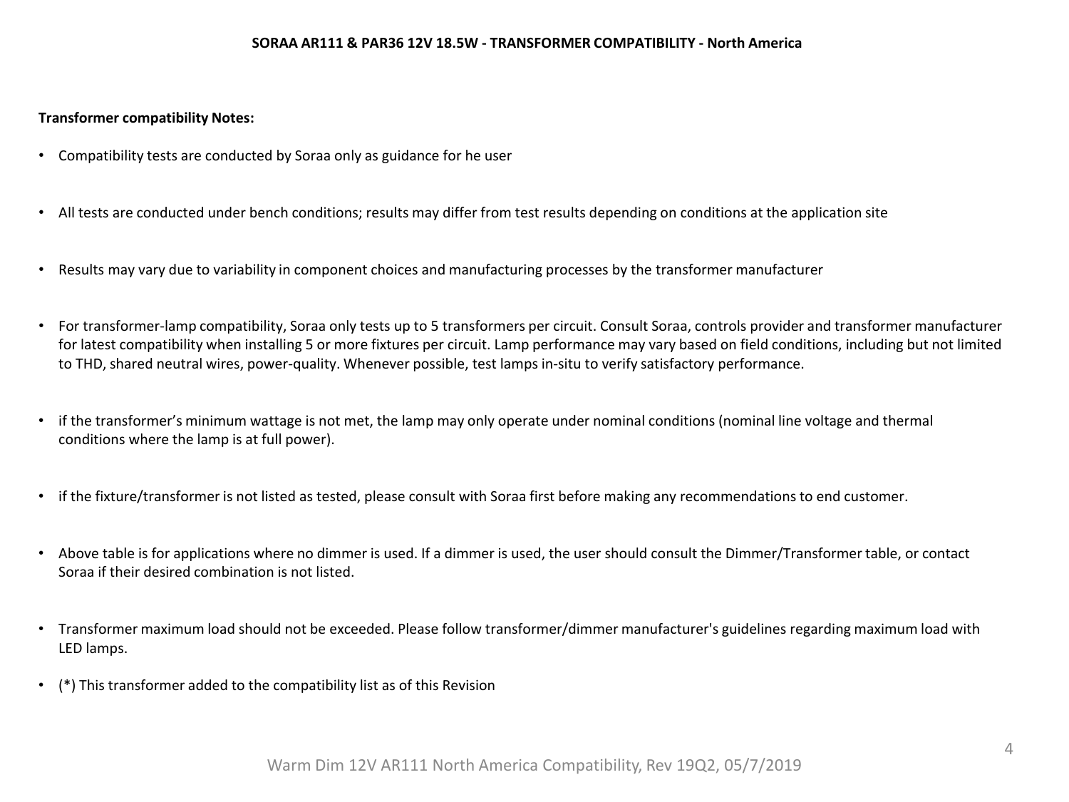**SORAA AR111 & PAR36 12V 18.5W - TRANSFORMER COMPATIBILITY - North America**

**Transformer compatibility Notes:**

- Compatibility tests are conducted by Soraa only as guidance for he user
- All tests are conducted under bench conditions; results may differ from test results depending on conditions at the application site
- Results may vary due to variability in component choices and manufacturing processes by the transformer manufacturer
- For transformer-lamp compatibility, Soraa only tests up to 5 transformers per circuit. Consult Soraa, controls provider and transformer manufacturer for latest compatibility when installing 5 or more fixtures per circuit. Lamp performance may vary based on field conditions, including but not limited to THD, shared neutral wires, power-quality. Whenever possible, test lamps in-situ to verify satisfactory performance.
- if the transformer's minimum wattage is not met, the lamp may only operate under nominal conditions (nominal line voltage and thermal conditions where the lamp is at full power).
- if the fixture/transformer is not listed as tested, please consult with Soraa first before making any recommendations to end customer.
- Above table is for applications where no dimmer is used. If a dimmer is used, the user should consult the Dimmer/Transformer table, or contact Soraa if their desired combination is not listed.
- Transformer maximum load should not be exceeded. Please follow transformer/dimmer manufacturer's guidelines regarding maximum load with LED lamps.
- (*) This transformer added to the compatibility list as of this Revision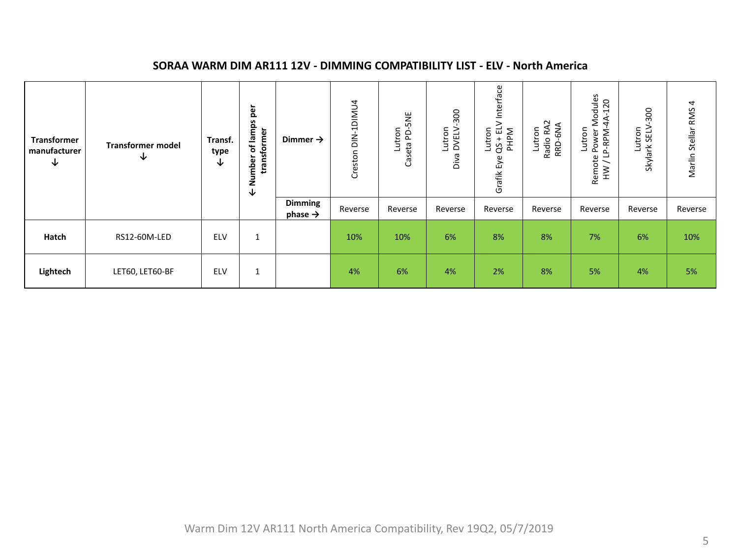**SORAA WARM DIM AR111 12V - DIMMING COMPATIBILITY LIST - ELV - North America**

| Transformer manufacturer ↓ | Transformer model ↓ | Transf. type ↓ | ↓ Number of lamps per transformer | Dimmer → | Creston DIN-1DIMU4 | Lutron Caseta PD-5NE | Lutron Diva DVELV-300 | Lutron Grafik Eye QS + ELV Interface PHPM | Lutron Radio RA2 RRD-6NA | Lutron Remote Power Modules HW / LP-RPM-4A-120 | Lutron Skylark SELV-300 | Marlin Stellar RMS 4 |
|---|---|---|---|---|---|---|---|---|---|---|---|---|
| | | | | Dimming phase → | Reverse | Reverse | Reverse | Reverse | Reverse | Reverse | Reverse | Reverse |
| **Hatch** | RS12-60M-LED | ELV | 1 | | 10% | 10% | 6% | 8% | 8% | 7% | 6% | 10% |
| **Lightech** | LET60, LET60-BF | ELV | 1 | | 4% | 6% | 4% | 2% | 8% | 5% | 4% | 5% |

Warm Dim 12V AR111 North America Compatibility, Rev 19Q2, 05/7/2019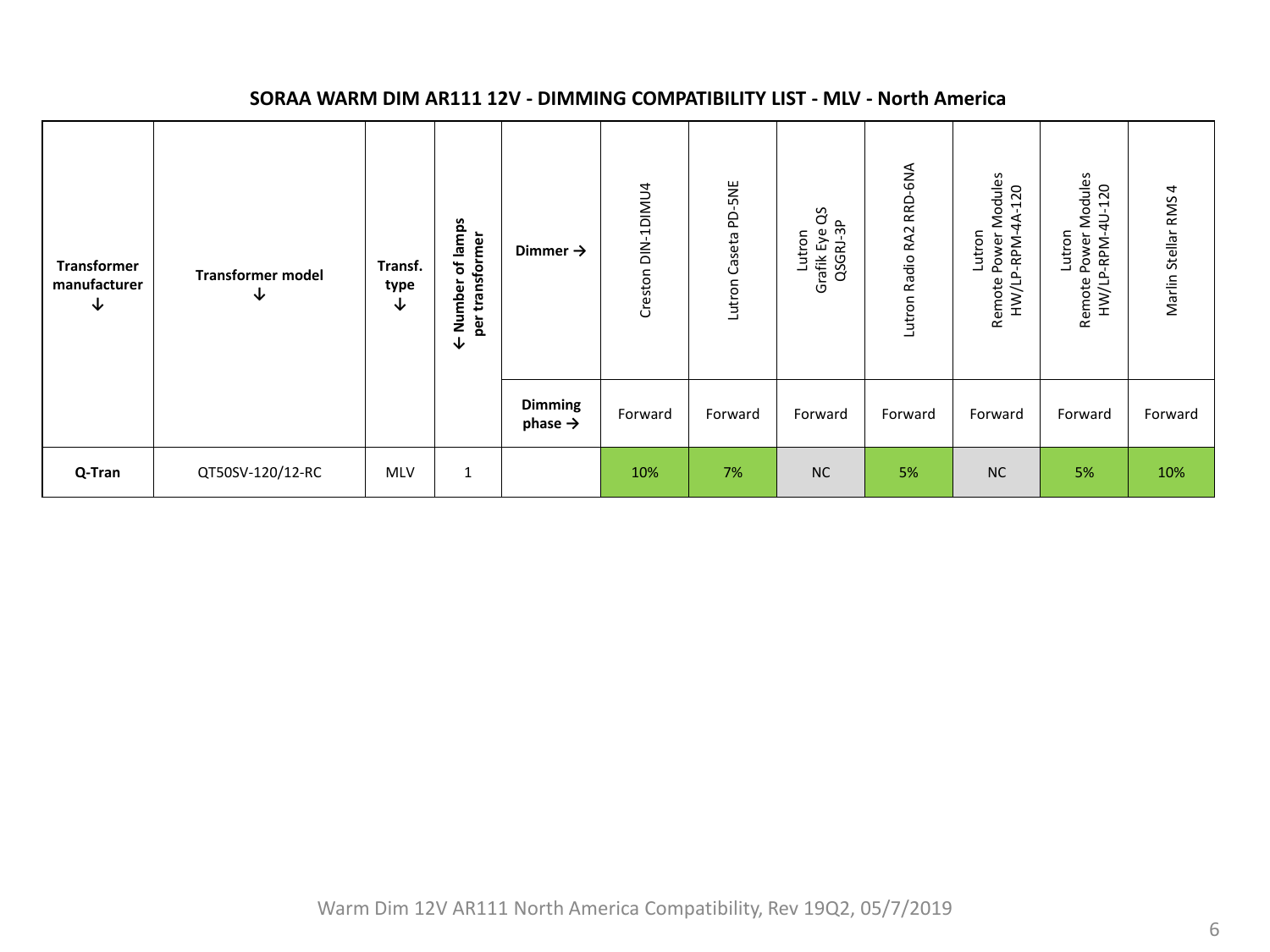## SORAA WARM DIM AR111 12V - DIMMING COMPATIBILITY LIST - MLV - North America

| Transformer manufacturer ↓ | Transformer model ↓ | Transf. type ↓ | ← Number of lamps per transformer | Dimmer → | Creston DIN-1DIMU4 | Lutron Caseta PD-5NE | Lutron Grafik Eye QS QSGRJ-3P | Lutron Radio RA2 RRD-6NA | Lutron Remote Power Modules HW/LP-RPM-4A-120 | Lutron Remote Power Modules HW/LP-RPM-4U-120 | Marlin Stellar RMS 4 |
|---|---|---|---|---|---|---|---|---|---|---|---|
| | | | | **Dimming phase →** | Forward | Forward | Forward | Forward | Forward | Forward | Forward |
| **Q-Tran** | QT50SV-120/12-RC | MLV | 1 | | 10% | 7% | NC | 5% | NC | 5% | 10% |

Warm Dim 12V AR111 North America Compatibility, Rev 19Q2, 05/7/2019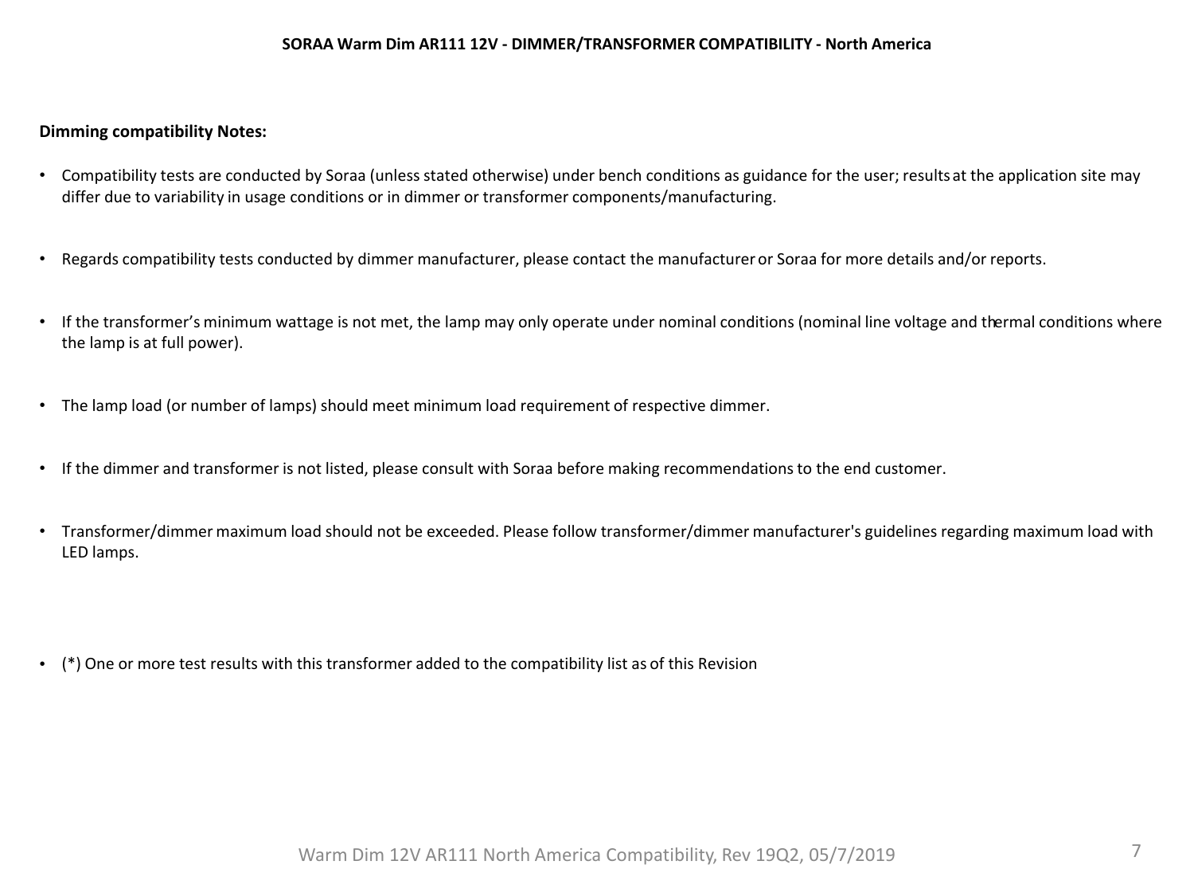# SORAA Warm Dim AR111 12V - DIMMER/TRANSFORMER COMPATIBILITY - North America

**Dimming compatibility Notes:**

- Compatibility tests are conducted by Soraa (unless stated otherwise) under bench conditions as guidance for the user; results at the application site may differ due to variability in usage conditions or in dimmer or transformer components/manufacturing.
- Regards compatibility tests conducted by dimmer manufacturer, please contact the manufacturer or Soraa for more details and/or reports.
- If the transformer's minimum wattage is not met, the lamp may only operate under nominal conditions (nominal line voltage and thermal conditions where the lamp is at full power).
- The lamp load (or number of lamps) should meet minimum load requirement of respective dimmer.
- If the dimmer and transformer is not listed, please consult with Soraa before making recommendations to the end customer.
- Transformer/dimmer maximum load should not be exceeded. Please follow transformer/dimmer manufacturer's guidelines regarding maximum load with LED lamps.
- (*) One or more test results with this transformer added to the compatibility list as of this Revision